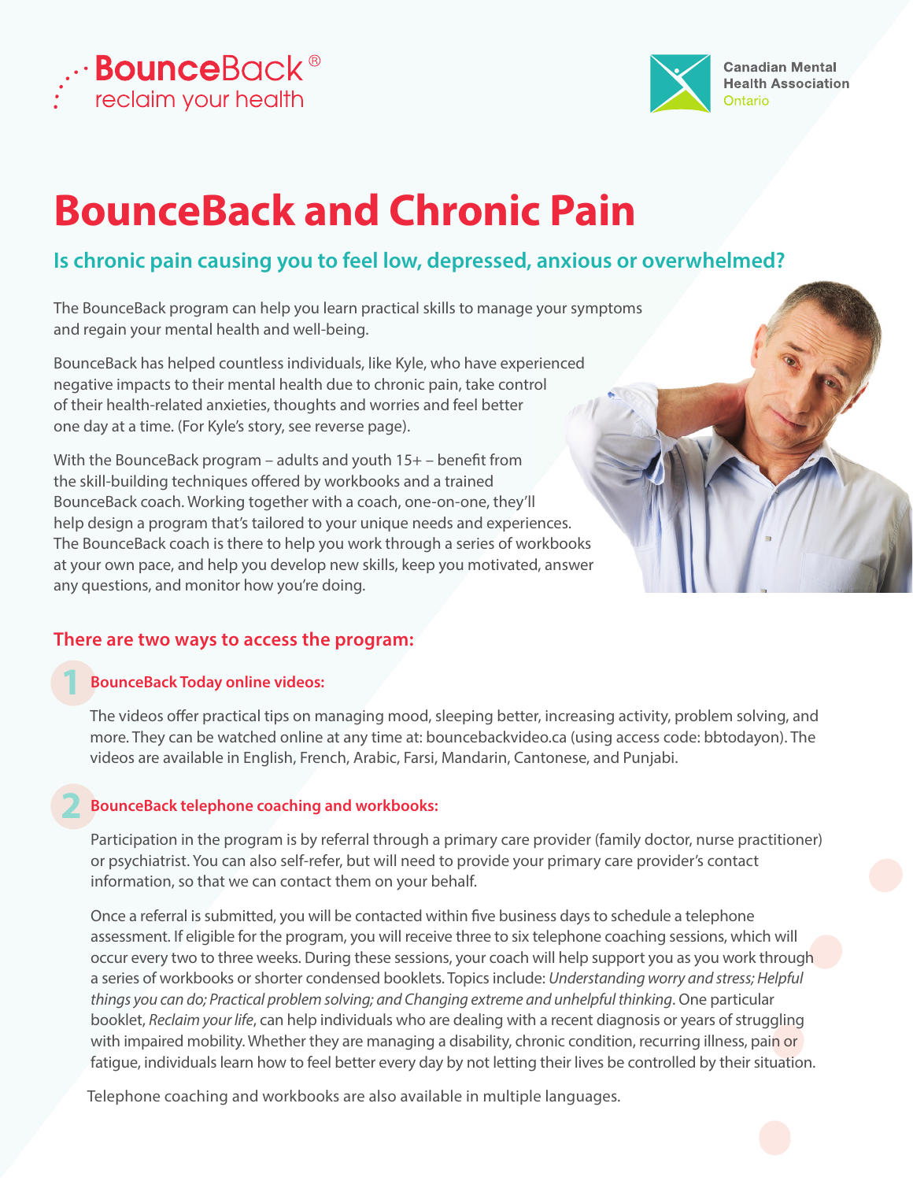BounceBack® reclaim your health

Canadian Mental Health Association Ontario

# BounceBack and Chronic Pain

## Is chronic pain causing you to feel low, depressed, anxious or overwhelmed?

The BounceBack program can help you learn practical skills to manage your symptoms and regain your mental health and well-being.

BounceBack has helped countless individuals, like Kyle, who have experienced negative impacts to their mental health due to chronic pain, take control of their health-related anxieties, thoughts and worries and feel better one day at a time. (For Kyle's story, see reverse page).

With the BounceBack program – adults and youth 15+ – benefit from the skill-building techniques offered by workbooks and a trained BounceBack coach. Working together with a coach, one-on-one, they'll help design a program that's tailored to your unique needs and experiences. The BounceBack coach is there to help you work through a series of workbooks at your own pace, and help you develop new skills, keep you motivated, answer any questions, and monitor how you're doing.

### There are two ways to access the program:

**1 BounceBack Today online videos:**

The videos offer practical tips on managing mood, sleeping better, increasing activity, problem solving, and more. They can be watched online at any time at: bouncebackvideo.ca (using access code: bbtodayon). The videos are available in English, French, Arabic, Farsi, Mandarin, Cantonese, and Punjabi.

**2 BounceBack telephone coaching and workbooks:**

Participation in the program is by referral through a primary care provider (family doctor, nurse practitioner) or psychiatrist. You can also self-refer, but will need to provide your primary care provider's contact information, so that we can contact them on your behalf.

Once a referral is submitted, you will be contacted within five business days to schedule a telephone assessment. If eligible for the program, you will receive three to six telephone coaching sessions, which will occur every two to three weeks. During these sessions, your coach will help support you as you work through a series of workbooks or shorter condensed booklets. Topics include: *Understanding worry and stress; Helpful things you can do; Practical problem solving; and Changing extreme and unhelpful thinking*. One particular booklet, *Reclaim your life*, can help individuals who are dealing with a recent diagnosis or years of struggling with impaired mobility. Whether they are managing a disability, chronic condition, recurring illness, pain or fatigue, individuals learn how to feel better every day by not letting their lives be controlled by their situation.

Telephone coaching and workbooks are also available in multiple languages.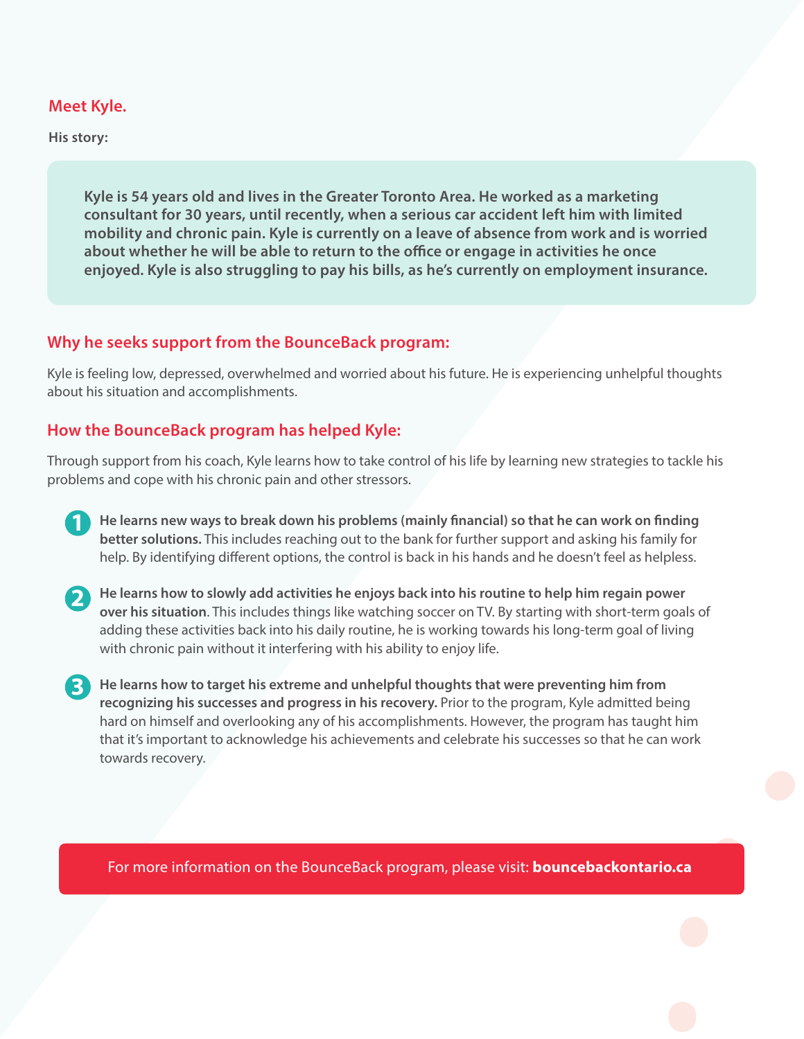## Meet Kyle.

**His story:**

**Kyle is 54 years old and lives in the Greater Toronto Area. He worked as a marketing consultant for 30 years, until recently, when a serious car accident left him with limited mobility and chronic pain. Kyle is currently on a leave of absence from work and is worried about whether he will be able to return to the office or engage in activities he once enjoyed. Kyle is also struggling to pay his bills, as he's currently on employment insurance.**

## Why he seeks support from the BounceBack program:

Kyle is feeling low, depressed, overwhelmed and worried about his future. He is experiencing unhelpful thoughts about his situation and accomplishments.

## How the BounceBack program has helped Kyle:

Through support from his coach, Kyle learns how to take control of his life by learning new strategies to tackle his problems and cope with his chronic pain and other stressors.

1. **He learns new ways to break down his problems (mainly financial) so that he can work on finding better solutions.** This includes reaching out to the bank for further support and asking his family for help. By identifying different options, the control is back in his hands and he doesn't feel as helpless.

2. **He learns how to slowly add activities he enjoys back into his routine to help him regain power over his situation**. This includes things like watching soccer on TV. By starting with short-term goals of adding these activities back into his daily routine, he is working towards his long-term goal of living with chronic pain without it interfering with his ability to enjoy life.

3. **He learns how to target his extreme and unhelpful thoughts that were preventing him from recognizing his successes and progress in his recovery.** Prior to the program, Kyle admitted being hard on himself and overlooking any of his accomplishments. However, the program has taught him that it's important to acknowledge his achievements and celebrate his successes so that he can work towards recovery.

For more information on the BounceBack program, please visit: **bouncebackontario.ca**